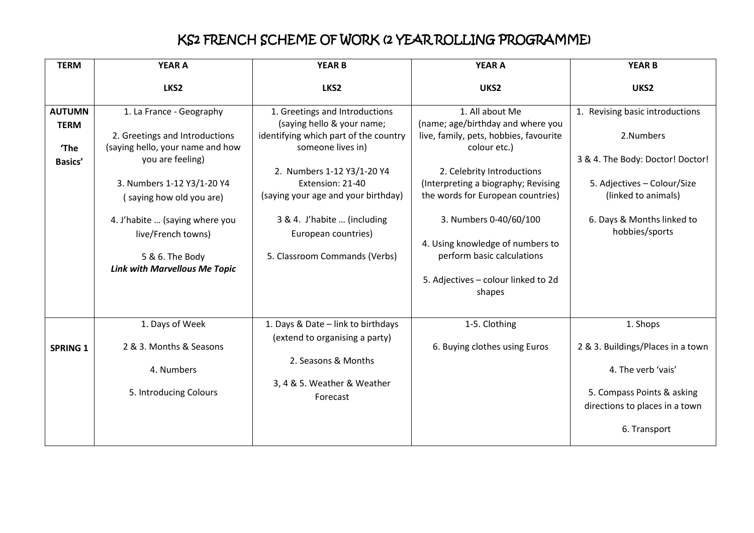# KS2 FRENCH SCHEME OF WORK (2 YEAR ROLLING PROGRAMME)

| TERM | YEAR A<br><br>LKS2 | YEAR B<br><br>LKS2 | YEAR A<br><br>UKS2 | YEAR B<br><br>UKS2 |
|---|---|---|---|---|
| **AUTUMN TERM**<br><br>**'The Basics'** | 1. La France - Geography<br><br>2. Greetings and Introductions (saying hello, your name and how you are feeling)<br><br>3. Numbers 1-12 Y3/1-20 Y4 ( saying how old you are)<br><br>4. J'habite … (saying where you live/French towns)<br><br>5 & 6. The Body<br>***Link with Marvellous Me Topic*** | 1. Greetings and Introductions (saying hello & your name; identifying which part of the country someone lives in)<br><br>2. Numbers 1-12 Y3/1-20 Y4 Extension: 21-40 (saying your age and your birthday)<br><br>3 & 4. J'habite … (including European countries)<br><br>5. Classroom Commands (Verbs) | 1. All about Me (name; age/birthday and where you live, family, pets, hobbies, favourite colour etc.)<br><br>2. Celebrity Introductions (Interpreting a biography; Revising the words for European countries)<br><br>3. Numbers 0-40/60/100<br><br>4. Using knowledge of numbers to perform basic calculations<br><br>5. Adjectives – colour linked to 2d shapes | 1. Revising basic introductions<br><br>2.Numbers<br><br>3 & 4. The Body: Doctor! Doctor!<br><br>5. Adjectives – Colour/Size (linked to animals)<br><br>6. Days & Months linked to hobbies/sports |
| **SPRING 1** | 1. Days of Week<br><br>2 & 3. Months & Seasons<br><br>4. Numbers<br><br>5. Introducing Colours | 1. Days & Date – link to birthdays (extend to organising a party)<br><br>2. Seasons & Months<br><br>3, 4 & 5. Weather & Weather Forecast | 1-5. Clothing<br><br>6. Buying clothes using Euros | 1. Shops<br><br>2 & 3. Buildings/Places in a town<br><br>4. The verb 'vais'<br><br>5. Compass Points & asking directions to places in a town<br><br>6. Transport |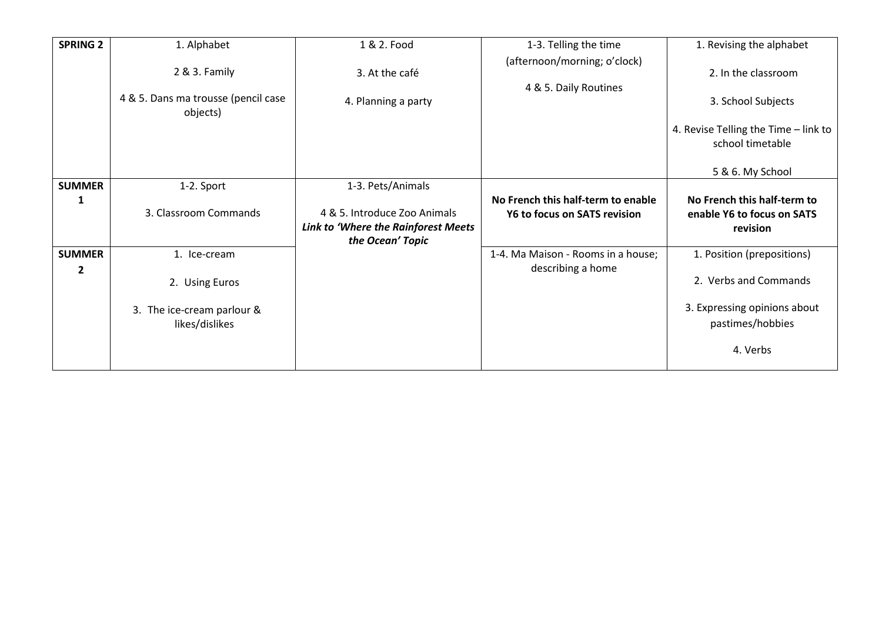| | | | | |
|---|---|---|---|---|
| **SPRING 2** | 1. Alphabet<br><br>2 & 3. Family<br><br>4 & 5. Dans ma trousse (pencil case objects) | 1 & 2. Food<br><br>3. At the café<br><br>4. Planning a party | 1-3. Telling the time (afternoon/morning; o'clock)<br><br>4 & 5. Daily Routines | 1. Revising the alphabet<br><br>2. In the classroom<br><br>3. School Subjects<br><br>4. Revise Telling the Time – link to school timetable<br><br>5 & 6. My School |
| **SUMMER 1** | 1-2. Sport<br><br>3. Classroom Commands | 1-3. Pets/Animals<br><br>4 & 5. Introduce Zoo Animals<br>***Link to 'Where the Rainforest Meets the Ocean' Topic*** | **No French this half-term to enable Y6 to focus on SATS revision** | **No French this half-term to enable Y6 to focus on SATS revision** |
| **SUMMER 2** | 1. Ice-cream<br><br>2. Using Euros<br><br>3. The ice-cream parlour & likes/dislikes | | 1-4. Ma Maison - Rooms in a house; describing a home | 1. Position (prepositions)<br><br>2. Verbs and Commands<br><br>3. Expressing opinions about pastimes/hobbies<br><br>4. Verbs |